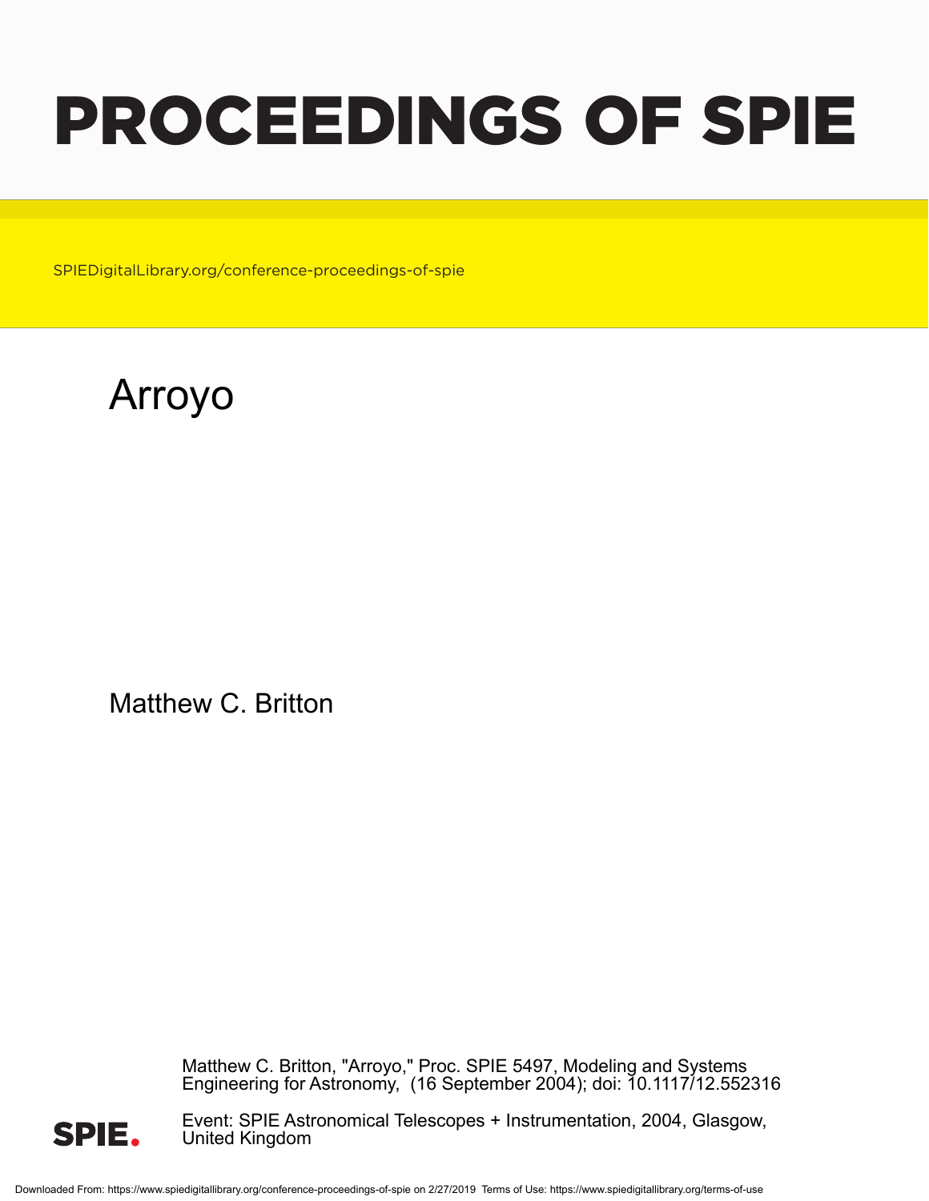# PROCEEDINGS OF SPIE

SPIEDigitalLibrary.org/conference-proceedings-of-spie

# Arroyo

Matthew C. Britton

Matthew C. Britton, "Arroyo," Proc. SPIE 5497, Modeling and Systems Engineering for Astronomy, (16 September 2004); doi: 10.1117/12.552316

Event: SPIE Astronomical Telescopes + Instrumentation, 2004, Glasgow, United Kingdom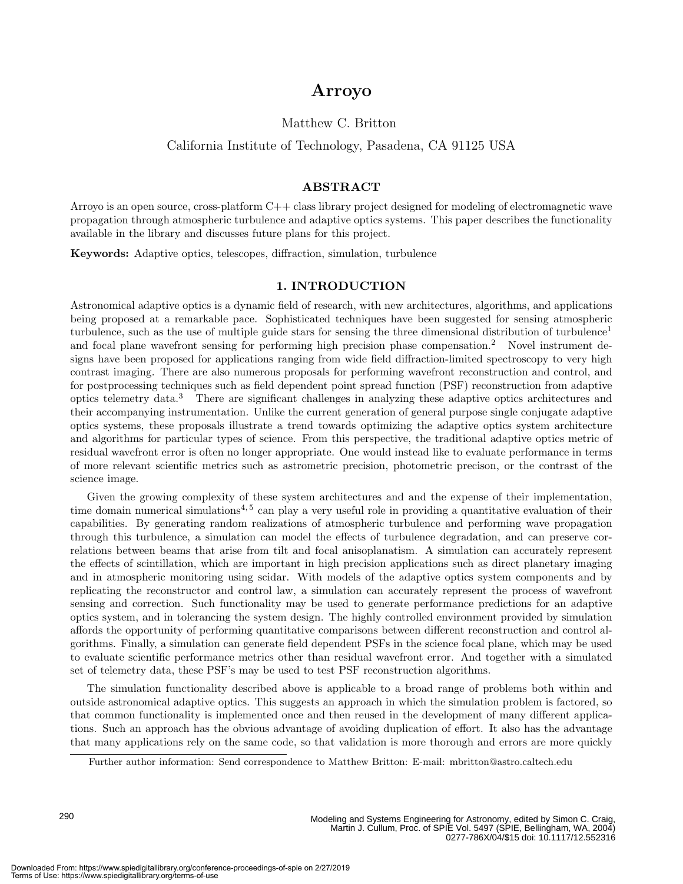# Arroyo

Matthew C. Britton

California Institute of Technology, Pasadena, CA 91125 USA

## ABSTRACT

Arroyo is an open source, cross-platform C++ class library project designed for modeling of electromagnetic wave propagation through atmospheric turbulence and adaptive optics systems. This paper describes the functionality available in the library and discusses future plans for this project.

**Keywords:** Adaptive optics, telescopes, diffraction, simulation, turbulence

## 1. INTRODUCTION

Astronomical adaptive optics is a dynamic field of research, with new architectures, algorithms, and applications being proposed at a remarkable pace. Sophisticated techniques have been suggested for sensing atmospheric turbulence, such as the use of multiple guide stars for sensing the three dimensional distribution of turbulence[1] and focal plane wavefront sensing for performing high precision phase compensation.[2] Novel instrument designs have been proposed for applications ranging from wide field diffraction-limited spectroscopy to very high contrast imaging. There are also numerous proposals for performing wavefront reconstruction and control, and for postprocessing techniques such as field dependent point spread function (PSF) reconstruction from adaptive optics telemetry data.[3] There are significant challenges in analyzing these adaptive optics architectures and their accompanying instrumentation. Unlike the current generation of general purpose single conjugate adaptive optics systems, these proposals illustrate a trend towards optimizing the adaptive optics system architecture and algorithms for particular types of science. From this perspective, the traditional adaptive optics metric of residual wavefront error is often no longer appropriate. One would instead like to evaluate performance in terms of more relevant scientific metrics such as astrometric precision, photometric precison, or the contrast of the science image.

Given the growing complexity of these system architectures and and the expense of their implementation, time domain numerical simulations[4,5] can play a very useful role in providing a quantitative evaluation of their capabilities. By generating random realizations of atmospheric turbulence and performing wave propagation through this turbulence, a simulation can model the effects of turbulence degradation, and can preserve correlations between beams that arise from tilt and focal anisoplanatism. A simulation can accurately represent the effects of scintillation, which are important in high precision applications such as direct planetary imaging and in atmospheric monitoring using scidar. With models of the adaptive optics system components and by replicating the reconstructor and control law, a simulation can accurately represent the process of wavefront sensing and correction. Such functionality may be used to generate performance predictions for an adaptive optics system, and in tolerancing the system design. The highly controlled environment provided by simulation affords the opportunity of performing quantitative comparisons between different reconstruction and control algorithms. Finally, a simulation can generate field dependent PSFs in the science focal plane, which may be used to evaluate scientific performance metrics other than residual wavefront error. And together with a simulated set of telemetry data, these PSF's may be used to test PSF reconstruction algorithms.

The simulation functionality described above is applicable to a broad range of problems both within and outside astronomical adaptive optics. This suggests an approach in which the simulation problem is factored, so that common functionality is implemented once and then reused in the development of many different applications. Such an approach has the obvious advantage of avoiding duplication of effort. It also has the advantage that many applications rely on the same code, so that validation is more thorough and errors are more quickly

Further author information: Send correspondence to Matthew Britton: E-mail: mbritton@astro.caltech.edu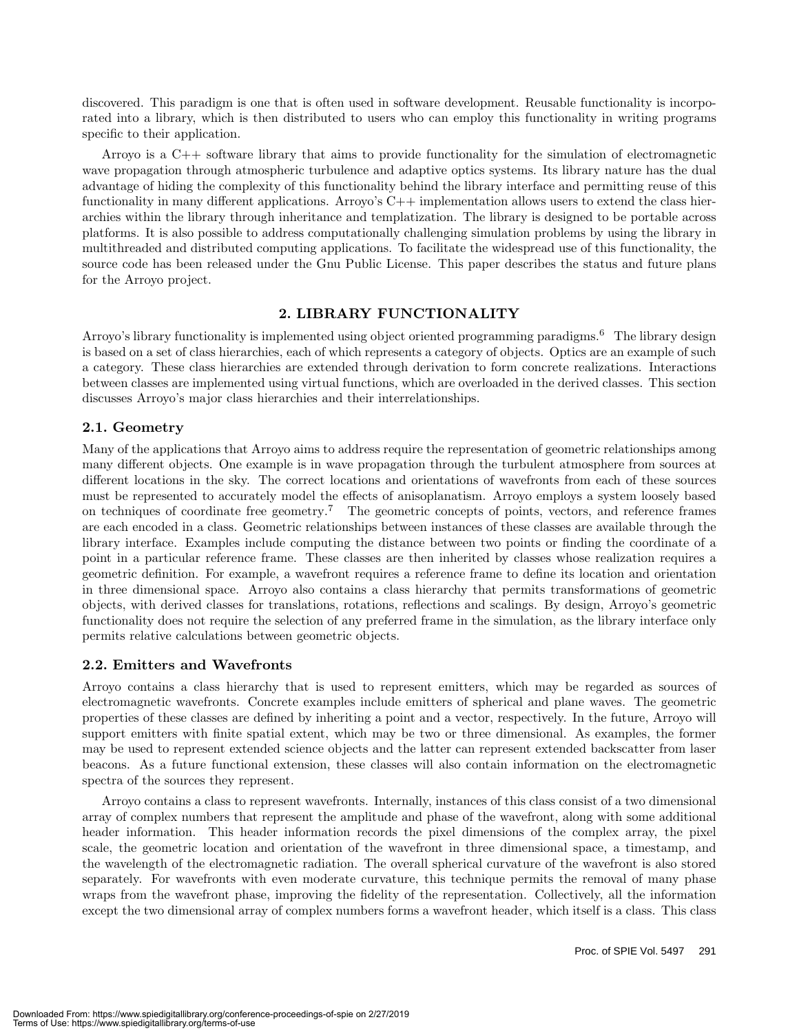discovered. This paradigm is one that is often used in software development. Reusable functionality is incorporated into a library, which is then distributed to users who can employ this functionality in writing programs specific to their application.

Arroyo is a C++ software library that aims to provide functionality for the simulation of electromagnetic wave propagation through atmospheric turbulence and adaptive optics systems. Its library nature has the dual advantage of hiding the complexity of this functionality behind the library interface and permitting reuse of this functionality in many different applications. Arroyo's C++ implementation allows users to extend the class hierarchies within the library through inheritance and templatization. The library is designed to be portable across platforms. It is also possible to address computationally challenging simulation problems by using the library in multithreaded and distributed computing applications. To facilitate the widespread use of this functionality, the source code has been released under the Gnu Public License. This paper describes the status and future plans for the Arroyo project.

## 2. LIBRARY FUNCTIONALITY

Arroyo's library functionality is implemented using object oriented programming paradigms.[6] The library design is based on a set of class hierarchies, each of which represents a category of objects. Optics are an example of such a category. These class hierarchies are extended through derivation to form concrete realizations. Interactions between classes are implemented using virtual functions, which are overloaded in the derived classes. This section discusses Arroyo's major class hierarchies and their interrelationships.

### 2.1. Geometry

Many of the applications that Arroyo aims to address require the representation of geometric relationships among many different objects. One example is in wave propagation through the turbulent atmosphere from sources at different locations in the sky. The correct locations and orientations of wavefronts from each of these sources must be represented to accurately model the effects of anisoplanatism. Arroyo employs a system loosely based on techniques of coordinate free geometry.[7] The geometric concepts of points, vectors, and reference frames are each encoded in a class. Geometric relationships between instances of these classes are available through the library interface. Examples include computing the distance between two points or finding the coordinate of a point in a particular reference frame. These classes are then inherited by classes whose realization requires a geometric definition. For example, a wavefront requires a reference frame to define its location and orientation in three dimensional space. Arroyo also contains a class hierarchy that permits transformations of geometric objects, with derived classes for translations, rotations, reflections and scalings. By design, Arroyo's geometric functionality does not require the selection of any preferred frame in the simulation, as the library interface only permits relative calculations between geometric objects.

### 2.2. Emitters and Wavefronts

Arroyo contains a class hierarchy that is used to represent emitters, which may be regarded as sources of electromagnetic wavefronts. Concrete examples include emitters of spherical and plane waves. The geometric properties of these classes are defined by inheriting a point and a vector, respectively. In the future, Arroyo will support emitters with finite spatial extent, which may be two or three dimensional. As examples, the former may be used to represent extended science objects and the latter can represent extended backscatter from laser beacons. As a future functional extension, these classes will also contain information on the electromagnetic spectra of the sources they represent.

Arroyo contains a class to represent wavefronts. Internally, instances of this class consist of a two dimensional array of complex numbers that represent the amplitude and phase of the wavefront, along with some additional header information. This header information records the pixel dimensions of the complex array, the pixel scale, the geometric location and orientation of the wavefront in three dimensional space, a timestamp, and the wavelength of the electromagnetic radiation. The overall spherical curvature of the wavefront is also stored separately. For wavefronts with even moderate curvature, this technique permits the removal of many phase wraps from the wavefront phase, improving the fidelity of the representation. Collectively, all the information except the two dimensional array of complex numbers forms a wavefront header, which itself is a class. This class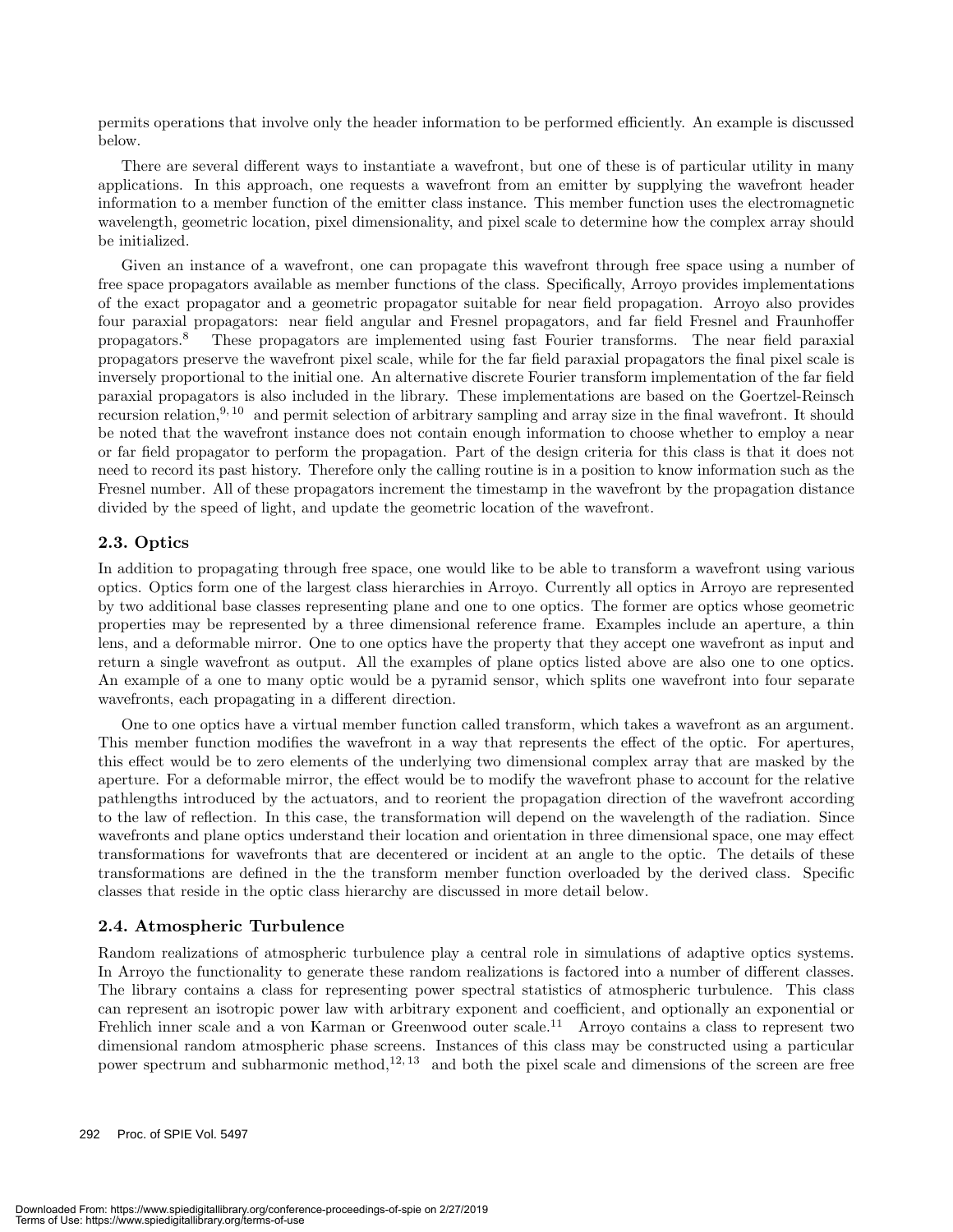permits operations that involve only the header information to be performed efficiently. An example is discussed below.

There are several different ways to instantiate a wavefront, but one of these is of particular utility in many applications. In this approach, one requests a wavefront from an emitter by supplying the wavefront header information to a member function of the emitter class instance. This member function uses the electromagnetic wavelength, geometric location, pixel dimensionality, and pixel scale to determine how the complex array should be initialized.

Given an instance of a wavefront, one can propagate this wavefront through free space using a number of free space propagators available as member functions of the class. Specifically, Arroyo provides implementations of the exact propagator and a geometric propagator suitable for near field propagation. Arroyo also provides four paraxial propagators: near field angular and Fresnel propagators, and far field Fresnel and Fraunhoffer propagators.[8] These propagators are implemented using fast Fourier transforms. The near field paraxial propagators preserve the wavefront pixel scale, while for the far field paraxial propagators the final pixel scale is inversely proportional to the initial one. An alternative discrete Fourier transform implementation of the far field paraxial propagators is also included in the library. These implementations are based on the Goertzel-Reinsch recursion relation,[9,10] and permit selection of arbitrary sampling and array size in the final wavefront. It should be noted that the wavefront instance does not contain enough information to choose whether to employ a near or far field propagator to perform the propagation. Part of the design criteria for this class is that it does not need to record its past history. Therefore only the calling routine is in a position to know information such as the Fresnel number. All of these propagators increment the timestamp in the wavefront by the propagation distance divided by the speed of light, and update the geometric location of the wavefront.

### 2.3. Optics

In addition to propagating through free space, one would like to be able to transform a wavefront using various optics. Optics form one of the largest class hierarchies in Arroyo. Currently all optics in Arroyo are represented by two additional base classes representing plane and one to one optics. The former are optics whose geometric properties may be represented by a three dimensional reference frame. Examples include an aperture, a thin lens, and a deformable mirror. One to one optics have the property that they accept one wavefront as input and return a single wavefront as output. All the examples of plane optics listed above are also one to one optics. An example of a one to many optic would be a pyramid sensor, which splits one wavefront into four separate wavefronts, each propagating in a different direction.

One to one optics have a virtual member function called transform, which takes a wavefront as an argument. This member function modifies the wavefront in a way that represents the effect of the optic. For apertures, this effect would be to zero elements of the underlying two dimensional complex array that are masked by the aperture. For a deformable mirror, the effect would be to modify the wavefront phase to account for the relative pathlengths introduced by the actuators, and to reorient the propagation direction of the wavefront according to the law of reflection. In this case, the transformation will depend on the wavelength of the radiation. Since wavefronts and plane optics understand their location and orientation in three dimensional space, one may effect transformations for wavefronts that are decentered or incident at an angle to the optic. The details of these transformations are defined in the the transform member function overloaded by the derived class. Specific classes that reside in the optic class hierarchy are discussed in more detail below.

### 2.4. Atmospheric Turbulence

Random realizations of atmospheric turbulence play a central role in simulations of adaptive optics systems. In Arroyo the functionality to generate these random realizations is factored into a number of different classes. The library contains a class for representing power spectral statistics of atmospheric turbulence. This class can represent an isotropic power law with arbitrary exponent and coefficient, and optionally an exponential or Frehlich inner scale and a von Karman or Greenwood outer scale.[11] Arroyo contains a class to represent two dimensional random atmospheric phase screens. Instances of this class may be constructed using a particular power spectrum and subharmonic method,[12,13] and both the pixel scale and dimensions of the screen are free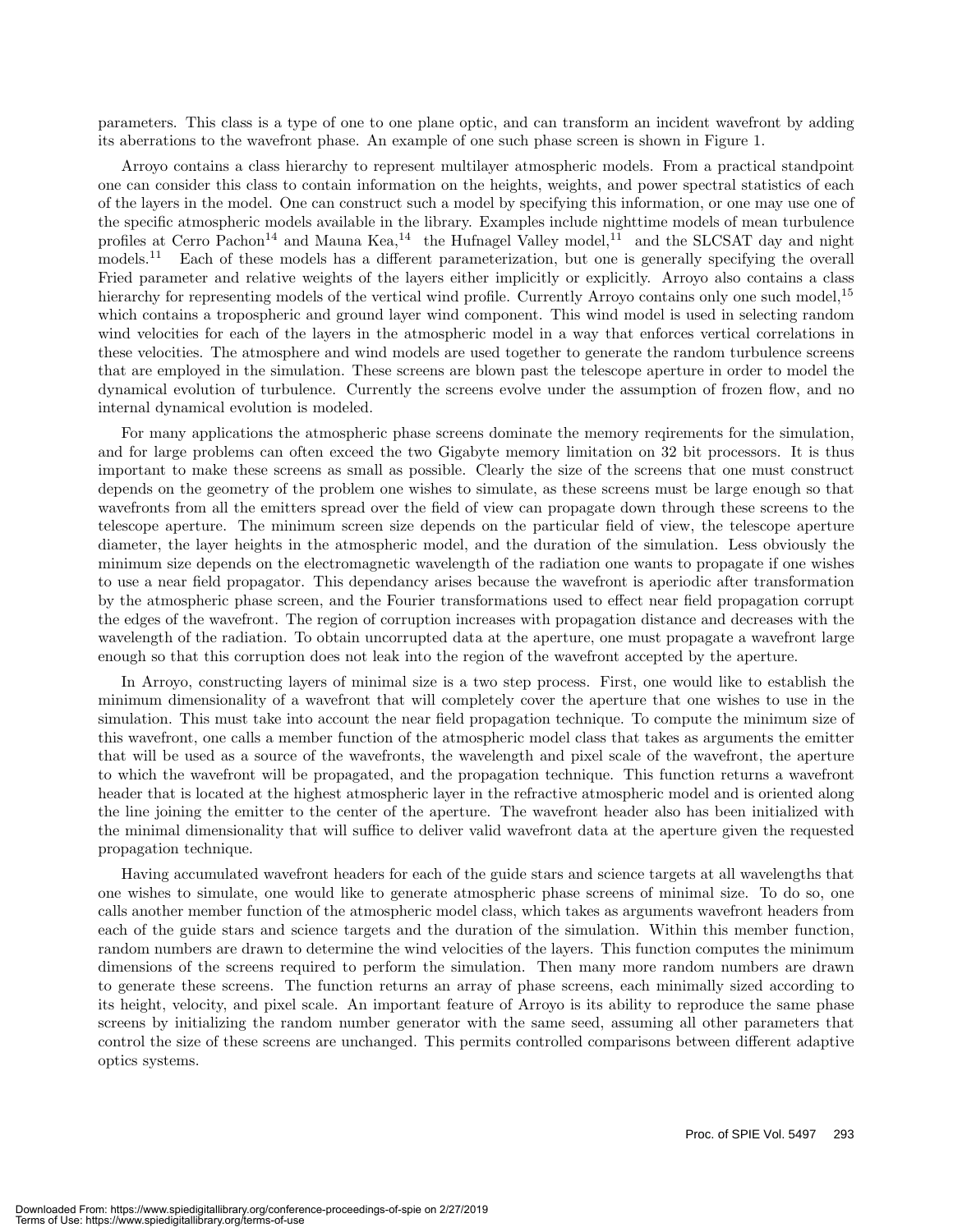parameters. This class is a type of one to one plane optic, and can transform an incident wavefront by adding its aberrations to the wavefront phase. An example of one such phase screen is shown in Figure 1.

Arroyo contains a class hierarchy to represent multilayer atmospheric models. From a practical standpoint one can consider this class to contain information on the heights, weights, and power spectral statistics of each of the layers in the model. One can construct such a model by specifying this information, or one may use one of the specific atmospheric models available in the library. Examples include nighttime models of mean turbulence profiles at Cerro Pachon[14] and Mauna Kea,[14] the Hufnagel Valley model,[11] and the SLCSAT day and night models.[11] Each of these models has a different parameterization, but one is generally specifying the overall Fried parameter and relative weights of the layers either implicitly or explicitly. Arroyo also contains a class hierarchy for representing models of the vertical wind profile. Currently Arroyo contains only one such model,[15] which contains a tropospheric and ground layer wind component. This wind model is used in selecting random wind velocities for each of the layers in the atmospheric model in a way that enforces vertical correlations in these velocities. The atmosphere and wind models are used together to generate the random turbulence screens that are employed in the simulation. These screens are blown past the telescope aperture in order to model the dynamical evolution of turbulence. Currently the screens evolve under the assumption of frozen flow, and no internal dynamical evolution is modeled.

For many applications the atmospheric phase screens dominate the memory reqirements for the simulation, and for large problems can often exceed the two Gigabyte memory limitation on 32 bit processors. It is thus important to make these screens as small as possible. Clearly the size of the screens that one must construct depends on the geometry of the problem one wishes to simulate, as these screens must be large enough so that wavefronts from all the emitters spread over the field of view can propagate down through these screens to the telescope aperture. The minimum screen size depends on the particular field of view, the telescope aperture diameter, the layer heights in the atmospheric model, and the duration of the simulation. Less obviously the minimum size depends on the electromagnetic wavelength of the radiation one wants to propagate if one wishes to use a near field propagator. This dependancy arises because the wavefront is aperiodic after transformation by the atmospheric phase screen, and the Fourier transformations used to effect near field propagation corrupt the edges of the wavefront. The region of corruption increases with propagation distance and decreases with the wavelength of the radiation. To obtain uncorrupted data at the aperture, one must propagate a wavefront large enough so that this corruption does not leak into the region of the wavefront accepted by the aperture.

In Arroyo, constructing layers of minimal size is a two step process. First, one would like to establish the minimum dimensionality of a wavefront that will completely cover the aperture that one wishes to use in the simulation. This must take into account the near field propagation technique. To compute the minimum size of this wavefront, one calls a member function of the atmospheric model class that takes as arguments the emitter that will be used as a source of the wavefronts, the wavelength and pixel scale of the wavefront, the aperture to which the wavefront will be propagated, and the propagation technique. This function returns a wavefront header that is located at the highest atmospheric layer in the refractive atmospheric model and is oriented along the line joining the emitter to the center of the aperture. The wavefront header also has been initialized with the minimal dimensionality that will suffice to deliver valid wavefront data at the aperture given the requested propagation technique.

Having accumulated wavefront headers for each of the guide stars and science targets at all wavelengths that one wishes to simulate, one would like to generate atmospheric phase screens of minimal size. To do so, one calls another member function of the atmospheric model class, which takes as arguments wavefront headers from each of the guide stars and science targets and the duration of the simulation. Within this member function, random numbers are drawn to determine the wind velocities of the layers. This function computes the minimum dimensions of the screens required to perform the simulation. Then many more random numbers are drawn to generate these screens. The function returns an array of phase screens, each minimally sized according to its height, velocity, and pixel scale. An important feature of Arroyo is its ability to reproduce the same phase screens by initializing the random number generator with the same seed, assuming all other parameters that control the size of these screens are unchanged. This permits controlled comparisons between different adaptive optics systems.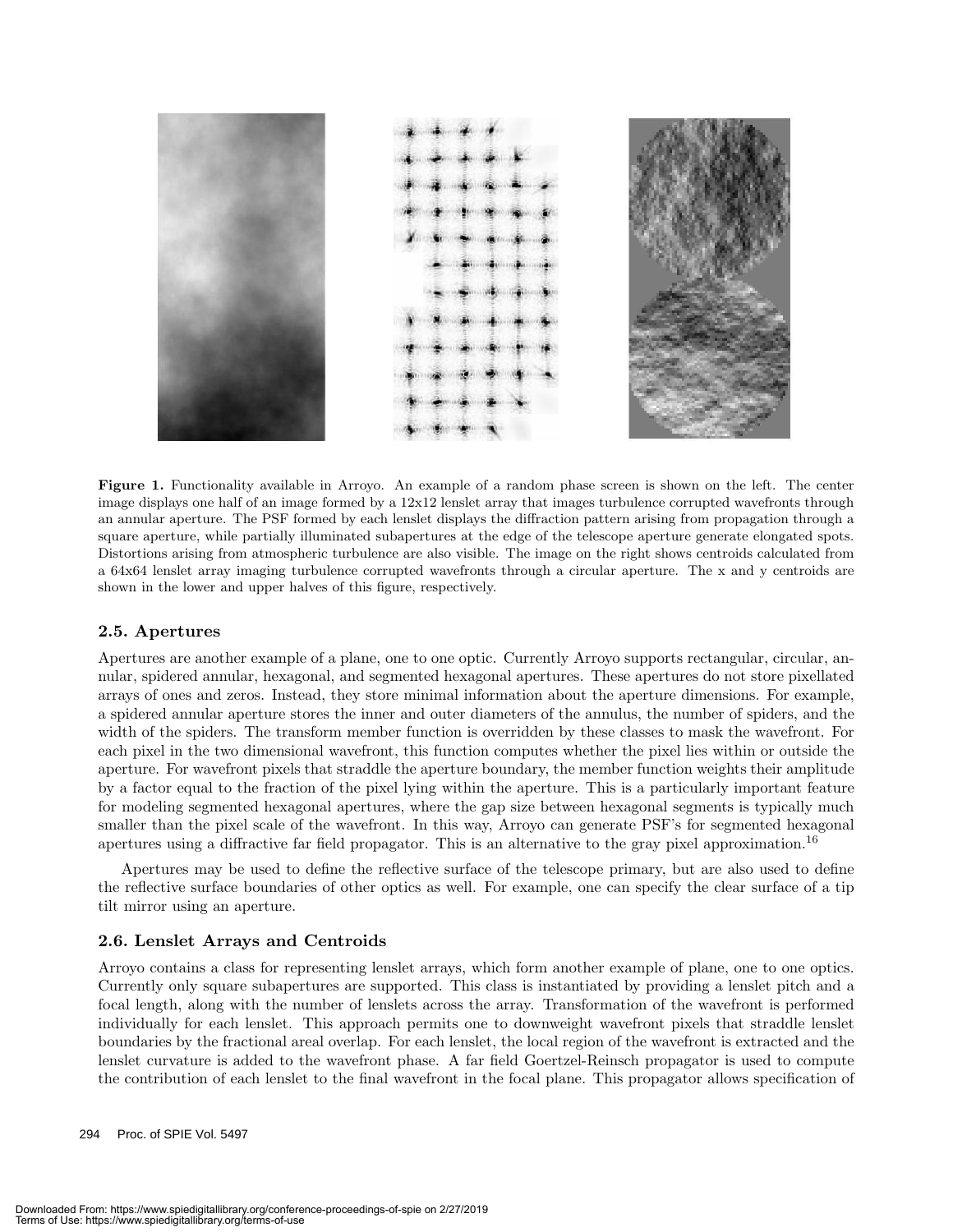**Figure 1.** Functionality available in Arroyo. An example of a random phase screen is shown on the left. The center image displays one half of an image formed by a 12x12 lenslet array that images turbulence corrupted wavefronts through an annular aperture. The PSF formed by each lenslet displays the diffraction pattern arising from propagation through a square aperture, while partially illuminated subapertures at the edge of the telescope aperture generate elongated spots. Distortions arising from atmospheric turbulence are also visible. The image on the right shows centroids calculated from a 64x64 lenslet array imaging turbulence corrupted wavefronts through a circular aperture. The x and y centroids are shown in the lower and upper halves of this figure, respectively.

### 2.5. Apertures

Apertures are another example of a plane, one to one optic. Currently Arroyo supports rectangular, circular, annular, spidered annular, hexagonal, and segmented hexagonal apertures. These apertures do not store pixellated arrays of ones and zeros. Instead, they store minimal information about the aperture dimensions. For example, a spidered annular aperture stores the inner and outer diameters of the annulus, the number of spiders, and the width of the spiders. The transform member function is overridden by these classes to mask the wavefront. For each pixel in the two dimensional wavefront, this function computes whether the pixel lies within or outside the aperture. For wavefront pixels that straddle the aperture boundary, the member function weights their amplitude by a factor equal to the fraction of the pixel lying within the aperture. This is a particularly important feature for modeling segmented hexagonal apertures, where the gap size between hexagonal segments is typically much smaller than the pixel scale of the wavefront. In this way, Arroyo can generate PSF's for segmented hexagonal apertures using a diffractive far field propagator. This is an alternative to the gray pixel approximation.[16]

Apertures may be used to define the reflective surface of the telescope primary, but are also used to define the reflective surface boundaries of other optics as well. For example, one can specify the clear surface of a tip tilt mirror using an aperture.

### 2.6. Lenslet Arrays and Centroids

Arroyo contains a class for representing lenslet arrays, which form another example of plane, one to one optics. Currently only square subapertures are supported. This class is instantiated by providing a lenslet pitch and a focal length, along with the number of lenslets across the array. Transformation of the wavefront is performed individually for each lenslet. This approach permits one to downweight wavefront pixels that straddle lenslet boundaries by the fractional areal overlap. For each lenslet, the local region of the wavefront is extracted and the lenslet curvature is added to the wavefront phase. A far field Goertzel-Reinsch propagator is used to compute the contribution of each lenslet to the final wavefront in the focal plane. This propagator allows specification of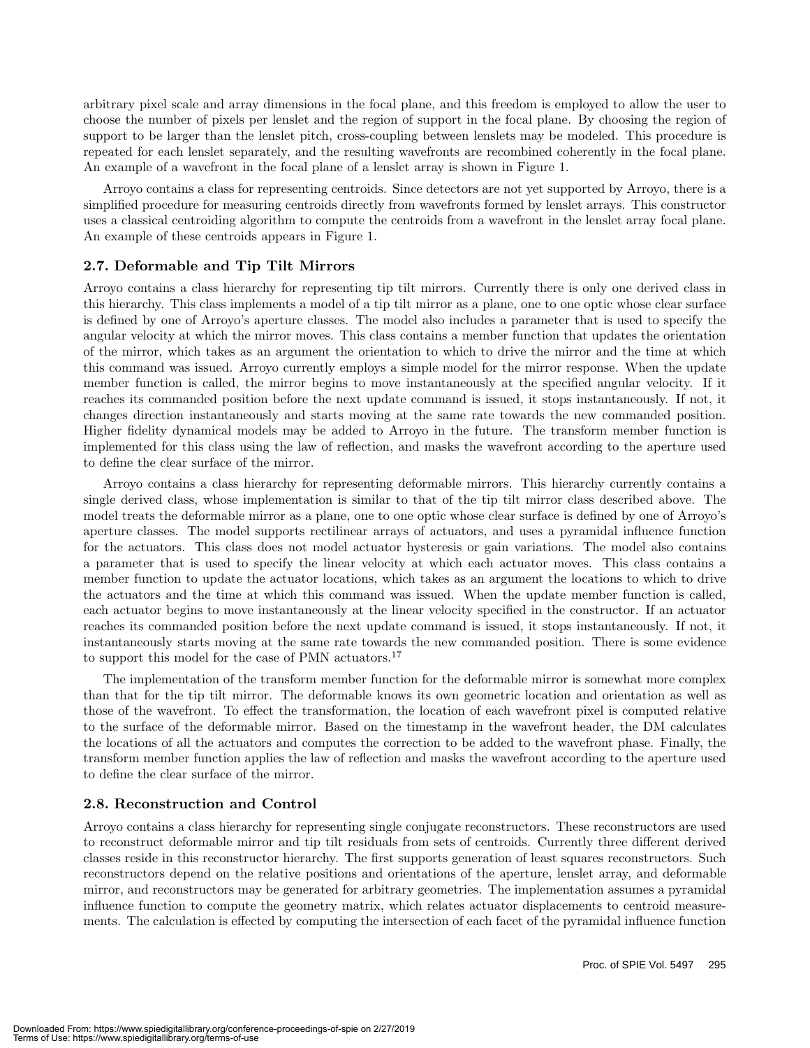arbitrary pixel scale and array dimensions in the focal plane, and this freedom is employed to allow the user to choose the number of pixels per lenslet and the region of support in the focal plane. By choosing the region of support to be larger than the lenslet pitch, cross-coupling between lenslets may be modeled. This procedure is repeated for each lenslet separately, and the resulting wavefronts are recombined coherently in the focal plane. An example of a wavefront in the focal plane of a lenslet array is shown in Figure 1.

Arroyo contains a class for representing centroids. Since detectors are not yet supported by Arroyo, there is a simplified procedure for measuring centroids directly from wavefronts formed by lenslet arrays. This constructor uses a classical centroiding algorithm to compute the centroids from a wavefront in the lenslet array focal plane. An example of these centroids appears in Figure 1.

### 2.7. Deformable and Tip Tilt Mirrors

Arroyo contains a class hierarchy for representing tip tilt mirrors. Currently there is only one derived class in this hierarchy. This class implements a model of a tip tilt mirror as a plane, one to one optic whose clear surface is defined by one of Arroyo's aperture classes. The model also includes a parameter that is used to specify the angular velocity at which the mirror moves. This class contains a member function that updates the orientation of the mirror, which takes as an argument the orientation to which to drive the mirror and the time at which this command was issued. Arroyo currently employs a simple model for the mirror response. When the update member function is called, the mirror begins to move instantaneously at the specified angular velocity. If it reaches its commanded position before the next update command is issued, it stops instantaneously. If not, it changes direction instantaneously and starts moving at the same rate towards the new commanded position. Higher fidelity dynamical models may be added to Arroyo in the future. The transform member function is implemented for this class using the law of reflection, and masks the wavefront according to the aperture used to define the clear surface of the mirror.

Arroyo contains a class hierarchy for representing deformable mirrors. This hierarchy currently contains a single derived class, whose implementation is similar to that of the tip tilt mirror class described above. The model treats the deformable mirror as a plane, one to one optic whose clear surface is defined by one of Arroyo's aperture classes. The model supports rectilinear arrays of actuators, and uses a pyramidal influence function for the actuators. This class does not model actuator hysteresis or gain variations. The model also contains a parameter that is used to specify the linear velocity at which each actuator moves. This class contains a member function to update the actuator locations, which takes as an argument the locations to which to drive the actuators and the time at which this command was issued. When the update member function is called, each actuator begins to move instantaneously at the linear velocity specified in the constructor. If an actuator reaches its commanded position before the next update command is issued, it stops instantaneously. If not, it instantaneously starts moving at the same rate towards the new commanded position. There is some evidence to support this model for the case of PMN actuators.[17]

The implementation of the transform member function for the deformable mirror is somewhat more complex than that for the tip tilt mirror. The deformable knows its own geometric location and orientation as well as those of the wavefront. To effect the transformation, the location of each wavefront pixel is computed relative to the surface of the deformable mirror. Based on the timestamp in the wavefront header, the DM calculates the locations of all the actuators and computes the correction to be added to the wavefront phase. Finally, the transform member function applies the law of reflection and masks the wavefront according to the aperture used to define the clear surface of the mirror.

### 2.8. Reconstruction and Control

Arroyo contains a class hierarchy for representing single conjugate reconstructors. These reconstructors are used to reconstruct deformable mirror and tip tilt residuals from sets of centroids. Currently three different derived classes reside in this reconstructor hierarchy. The first supports generation of least squares reconstructors. Such reconstructors depend on the relative positions and orientations of the aperture, lenslet array, and deformable mirror, and reconstructors may be generated for arbitrary geometries. The implementation assumes a pyramidal influence function to compute the geometry matrix, which relates actuator displacements to centroid measurements. The calculation is effected by computing the intersection of each facet of the pyramidal influence function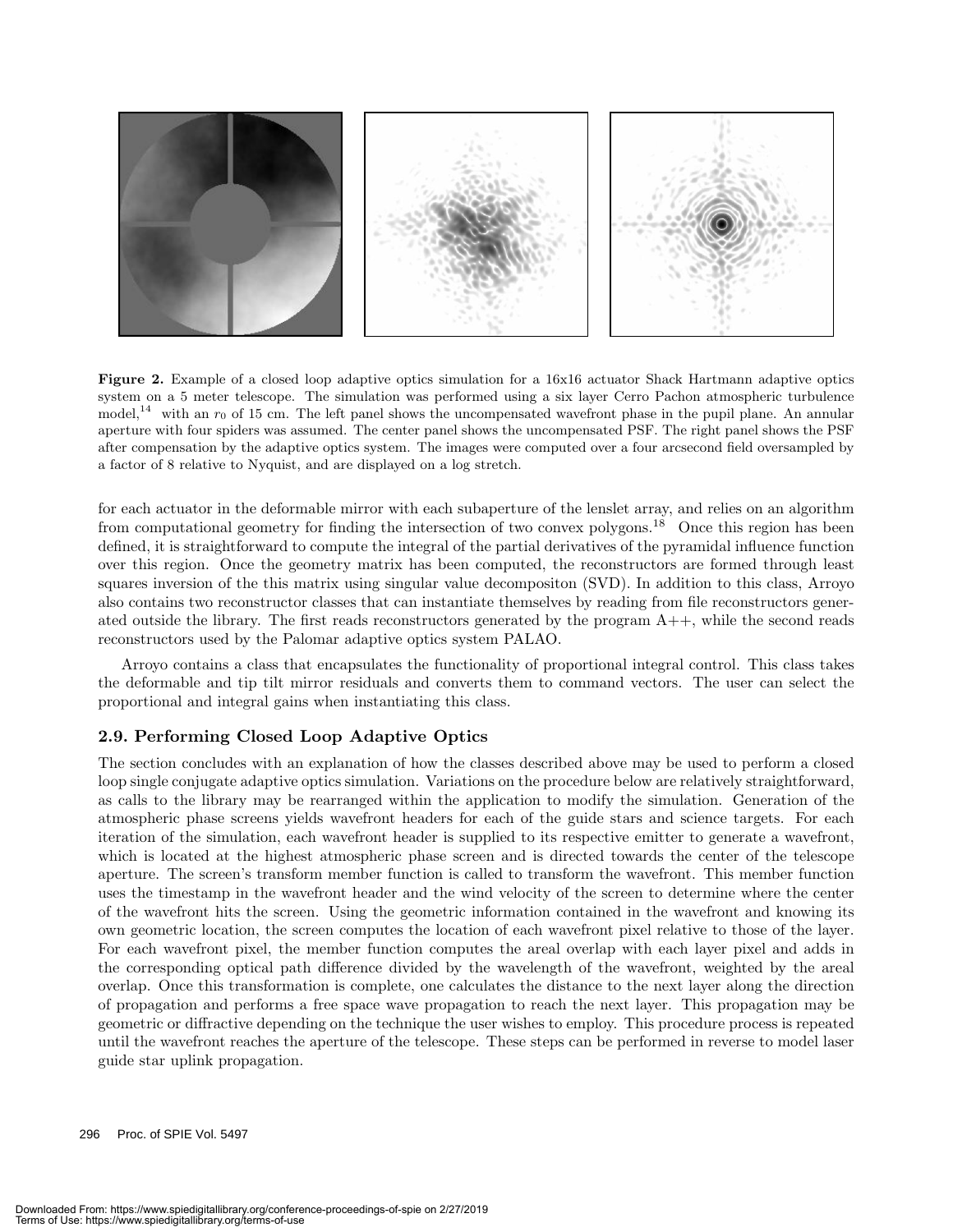**Figure 2.** Example of a closed loop adaptive optics simulation for a 16x16 actuator Shack Hartmann adaptive optics system on a 5 meter telescope. The simulation was performed using a six layer Cerro Pachon atmospheric turbulence model,[14] with an $r_0$ of 15 cm. The left panel shows the uncompensated wavefront phase in the pupil plane. An annular aperture with four spiders was assumed. The center panel shows the uncompensated PSF. The right panel shows the PSF after compensation by the adaptive optics system. The images were computed over a four arcsecond field oversampled by a factor of 8 relative to Nyquist, and are displayed on a log stretch.

for each actuator in the deformable mirror with each subaperture of the lenslet array, and relies on an algorithm from computational geometry for finding the intersection of two convex polygons.[18] Once this region has been defined, it is straightforward to compute the integral of the partial derivatives of the pyramidal influence function over this region. Once the geometry matrix has been computed, the reconstructors are formed through least squares inversion of the this matrix using singular value decompositon (SVD). In addition to this class, Arroyo also contains two reconstructor classes that can instantiate themselves by reading from file reconstructors generated outside the library. The first reads reconstructors generated by the program A++, while the second reads reconstructors used by the Palomar adaptive optics system PALAO.

Arroyo contains a class that encapsulates the functionality of proportional integral control. This class takes the deformable and tip tilt mirror residuals and converts them to command vectors. The user can select the proportional and integral gains when instantiating this class.

### 2.9. Performing Closed Loop Adaptive Optics

The section concludes with an explanation of how the classes described above may be used to perform a closed loop single conjugate adaptive optics simulation. Variations on the procedure below are relatively straightforward, as calls to the library may be rearranged within the application to modify the simulation. Generation of the atmospheric phase screens yields wavefront headers for each of the guide stars and science targets. For each iteration of the simulation, each wavefront header is supplied to its respective emitter to generate a wavefront, which is located at the highest atmospheric phase screen and is directed towards the center of the telescope aperture. The screen's transform member function is called to transform the wavefront. This member function uses the timestamp in the wavefront header and the wind velocity of the screen to determine where the center of the wavefront hits the screen. Using the geometric information contained in the wavefront and knowing its own geometric location, the screen computes the location of each wavefront pixel relative to those of the layer. For each wavefront pixel, the member function computes the areal overlap with each layer pixel and adds in the corresponding optical path difference divided by the wavelength of the wavefront, weighted by the areal overlap. Once this transformation is complete, one calculates the distance to the next layer along the direction of propagation and performs a free space wave propagation to reach the next layer. This propagation may be geometric or diffractive depending on the technique the user wishes to employ. This procedure process is repeated until the wavefront reaches the aperture of the telescope. These steps can be performed in reverse to model laser guide star uplink propagation.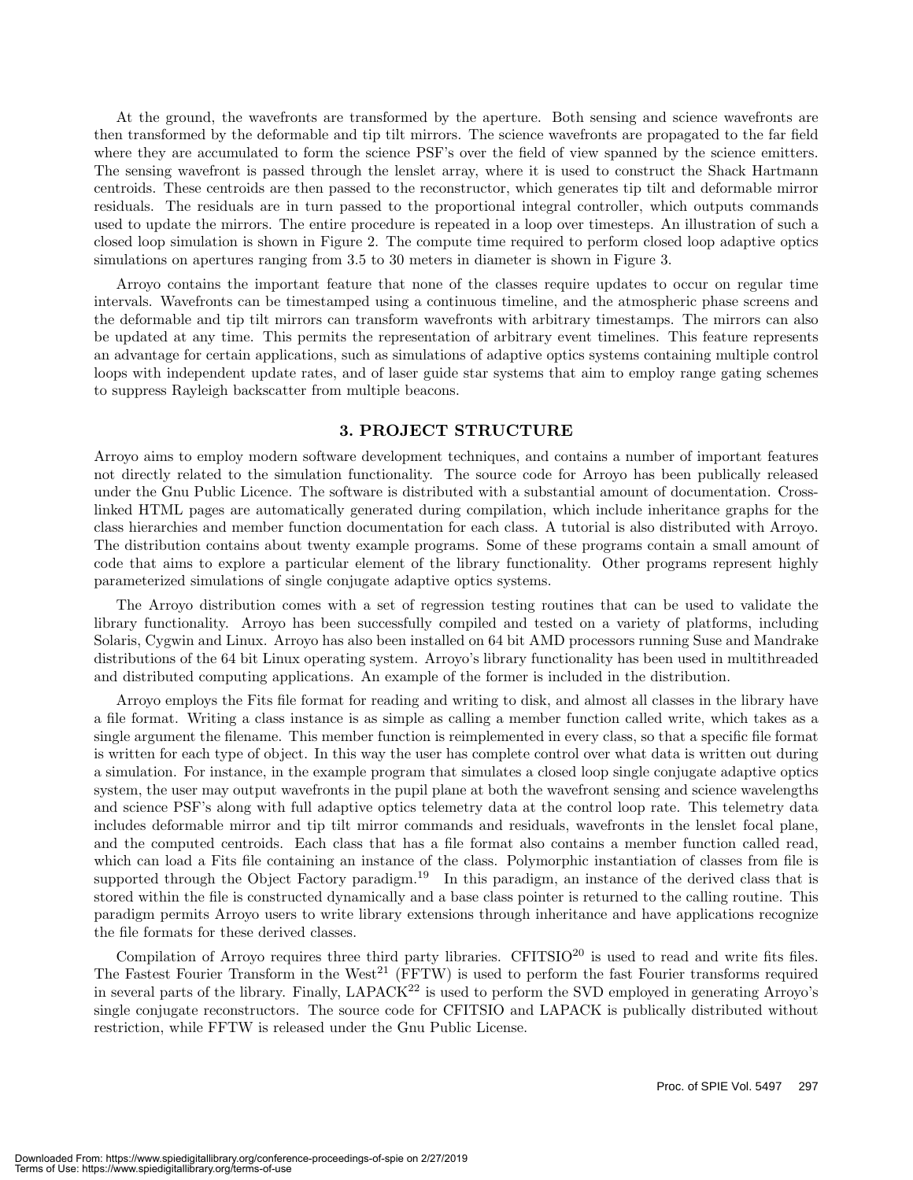At the ground, the wavefronts are transformed by the aperture. Both sensing and science wavefronts are then transformed by the deformable and tip tilt mirrors. The science wavefronts are propagated to the far field where they are accumulated to form the science PSF's over the field of view spanned by the science emitters. The sensing wavefront is passed through the lenslet array, where it is used to construct the Shack Hartmann centroids. These centroids are then passed to the reconstructor, which generates tip tilt and deformable mirror residuals. The residuals are in turn passed to the proportional integral controller, which outputs commands used to update the mirrors. The entire procedure is repeated in a loop over timesteps. An illustration of such a closed loop simulation is shown in Figure 2. The compute time required to perform closed loop adaptive optics simulations on apertures ranging from 3.5 to 30 meters in diameter is shown in Figure 3.

Arroyo contains the important feature that none of the classes require updates to occur on regular time intervals. Wavefronts can be timestamped using a continuous timeline, and the atmospheric phase screens and the deformable and tip tilt mirrors can transform wavefronts with arbitrary timestamps. The mirrors can also be updated at any time. This permits the representation of arbitrary event timelines. This feature represents an advantage for certain applications, such as simulations of adaptive optics systems containing multiple control loops with independent update rates, and of laser guide star systems that aim to employ range gating schemes to suppress Rayleigh backscatter from multiple beacons.

## 3. PROJECT STRUCTURE

Arroyo aims to employ modern software development techniques, and contains a number of important features not directly related to the simulation functionality. The source code for Arroyo has been publically released under the Gnu Public Licence. The software is distributed with a substantial amount of documentation. Cross-linked HTML pages are automatically generated during compilation, which include inheritance graphs for the class hierarchies and member function documentation for each class. A tutorial is also distributed with Arroyo. The distribution contains about twenty example programs. Some of these programs contain a small amount of code that aims to explore a particular element of the library functionality. Other programs represent highly parameterized simulations of single conjugate adaptive optics systems.

The Arroyo distribution comes with a set of regression testing routines that can be used to validate the library functionality. Arroyo has been successfully compiled and tested on a variety of platforms, including Solaris, Cygwin and Linux. Arroyo has also been installed on 64 bit AMD processors running Suse and Mandrake distributions of the 64 bit Linux operating system. Arroyo's library functionality has been used in multithreaded and distributed computing applications. An example of the former is included in the distribution.

Arroyo employs the Fits file format for reading and writing to disk, and almost all classes in the library have a file format. Writing a class instance is as simple as calling a member function called write, which takes as a single argument the filename. This member function is reimplemented in every class, so that a specific file format is written for each type of object. In this way the user has complete control over what data is written out during a simulation. For instance, in the example program that simulates a closed loop single conjugate adaptive optics system, the user may output wavefronts in the pupil plane at both the wavefront sensing and science wavelengths and science PSF's along with full adaptive optics telemetry data at the control loop rate. This telemetry data includes deformable mirror and tip tilt mirror commands and residuals, wavefronts in the lenslet focal plane, and the computed centroids. Each class that has a file format also contains a member function called read, which can load a Fits file containing an instance of the class. Polymorphic instantiation of classes from file is supported through the Object Factory paradigm.[19] In this paradigm, an instance of the derived class that is stored within the file is constructed dynamically and a base class pointer is returned to the calling routine. This paradigm permits Arroyo users to write library extensions through inheritance and have applications recognize the file formats for these derived classes.

Compilation of Arroyo requires three third party libraries. CFITSIO[20] is used to read and write fits files. The Fastest Fourier Transform in the West[21] (FFTW) is used to perform the fast Fourier transforms required in several parts of the library. Finally, LAPACK[22] is used to perform the SVD employed in generating Arroyo's single conjugate reconstructors. The source code for CFITSIO and LAPACK is publically distributed without restriction, while FFTW is released under the Gnu Public License.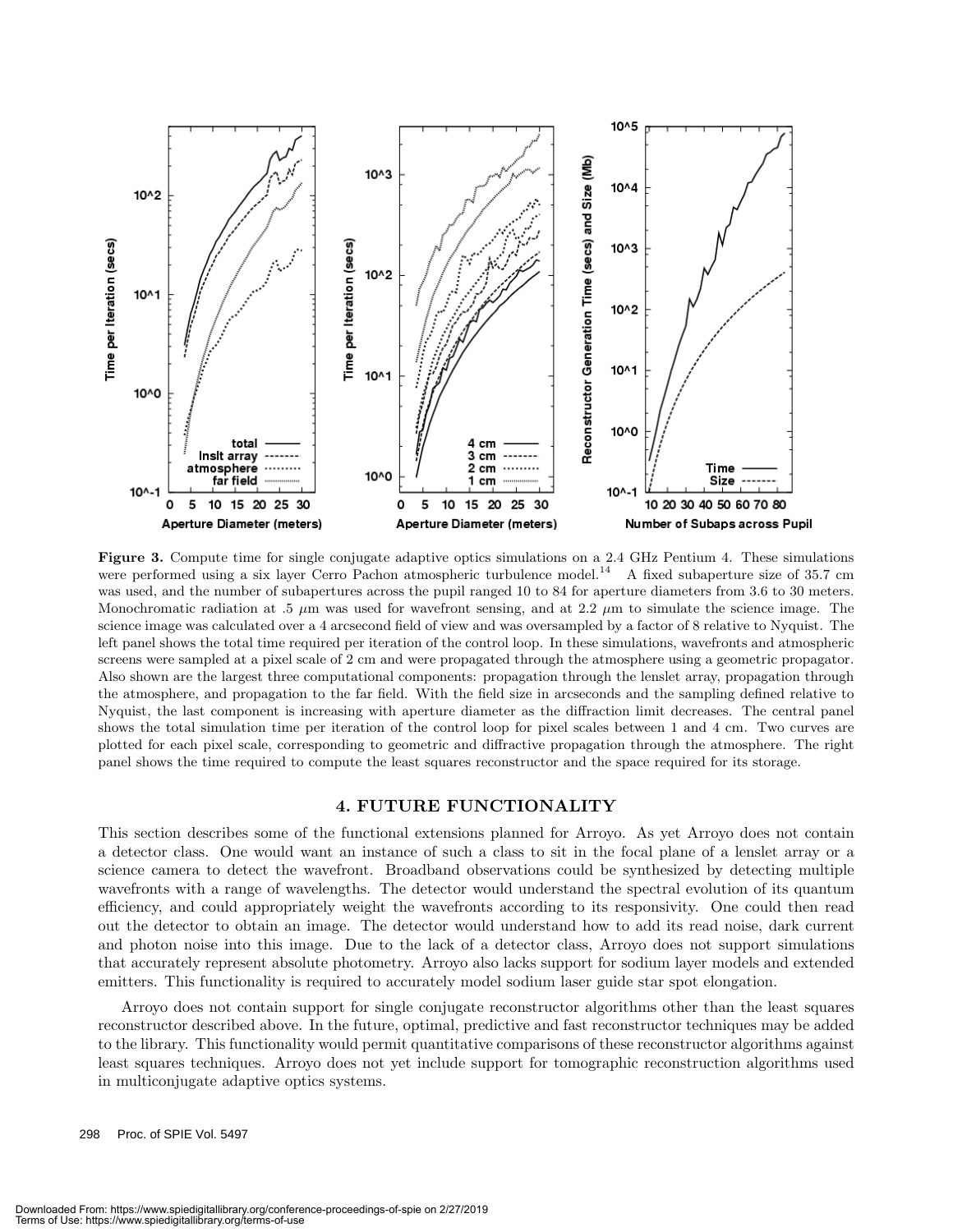**Figure 3.** Compute time for single conjugate adaptive optics simulations on a 2.4 GHz Pentium 4. These simulations were performed using a six layer Cerro Pachon atmospheric turbulence model.[14] A fixed subaperture size of 35.7 cm was used, and the number of subapertures across the pupil ranged 10 to 84 for aperture diameters from 3.6 to 30 meters. Monochromatic radiation at .5 $\mu$m was used for wavefront sensing, and at 2.2 $\mu$m to simulate the science image. The science image was calculated over a 4 arcsecond field of view and was oversampled by a factor of 8 relative to Nyquist. The left panel shows the total time required per iteration of the control loop. In these simulations, wavefronts and atmospheric screens were sampled at a pixel scale of 2 cm and were propagated through the atmosphere using a geometric propagator. Also shown are the largest three computational components: propagation through the lenslet array, propagation through the atmosphere, and propagation to the far field. With the field size in arcseconds and the sampling defined relative to Nyquist, the last component is increasing with aperture diameter as the diffraction limit decreases. The central panel shows the total simulation time per iteration of the control loop for pixel scales between 1 and 4 cm. Two curves are plotted for each pixel scale, corresponding to geometric and diffractive propagation through the atmosphere. The right panel shows the time required to compute the least squares reconstructor and the space required for its storage.

## 4. FUTURE FUNCTIONALITY

This section describes some of the functional extensions planned for Arroyo. As yet Arroyo does not contain a detector class. One would want an instance of such a class to sit in the focal plane of a lenslet array or a science camera to detect the wavefront. Broadband observations could be synthesized by detecting multiple wavefronts with a range of wavelengths. The detector would understand the spectral evolution of its quantum efficiency, and could appropriately weight the wavefronts according to its responsivity. One could then read out the detector to obtain an image. The detector would understand how to add its read noise, dark current and photon noise into this image. Due to the lack of a detector class, Arroyo does not support simulations that accurately represent absolute photometry. Arroyo also lacks support for sodium layer models and extended emitters. This functionality is required to accurately model sodium laser guide star spot elongation.

Arroyo does not contain support for single conjugate reconstructor algorithms other than the least squares reconstructor described above. In the future, optimal, predictive and fast reconstructor techniques may be added to the library. This functionality would permit quantitative comparisons of these reconstructor algorithms against least squares techniques. Arroyo does not yet include support for tomographic reconstruction algorithms used in multiconjugate adaptive optics systems.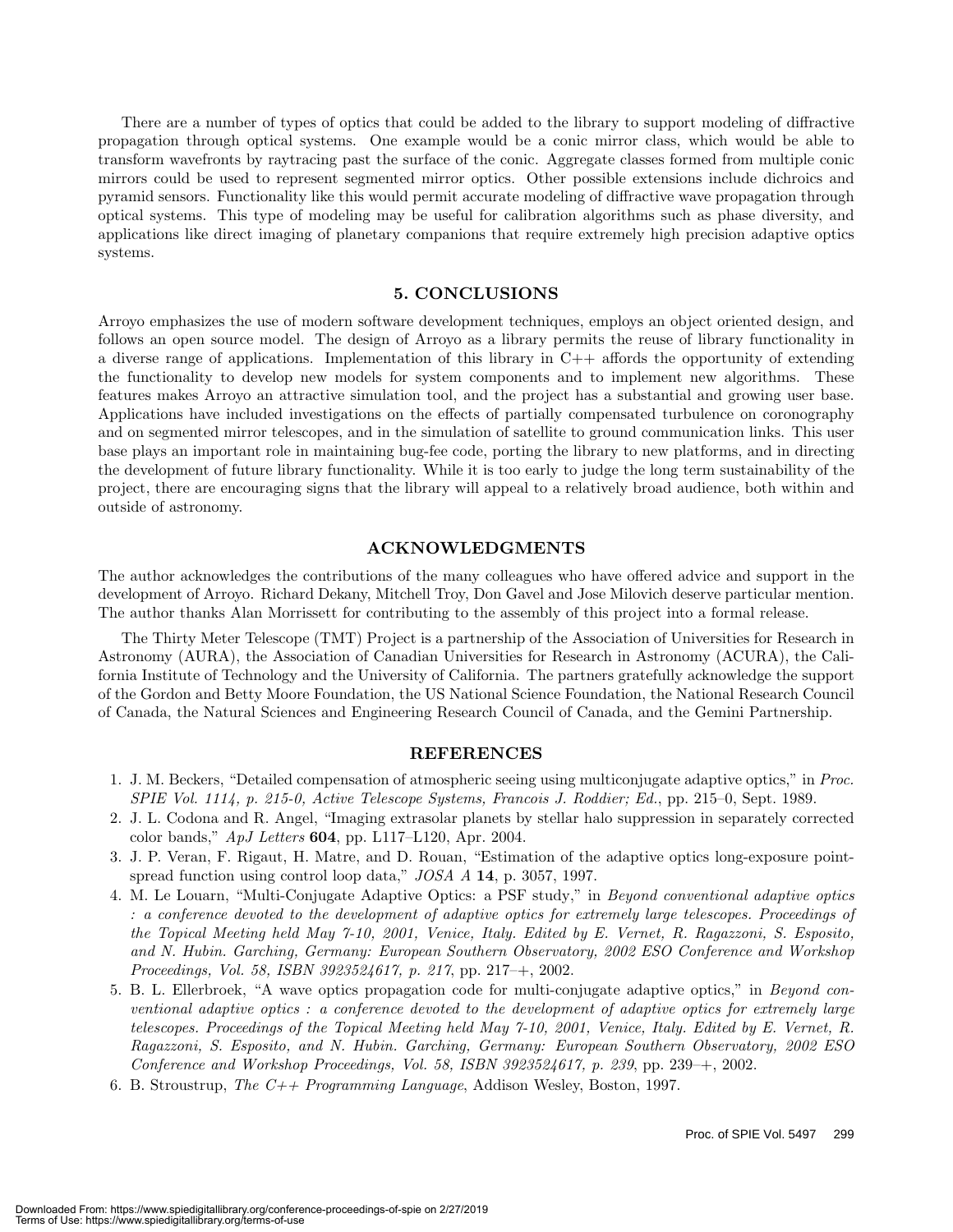There are a number of types of optics that could be added to the library to support modeling of diffractive propagation through optical systems. One example would be a conic mirror class, which would be able to transform wavefronts by raytracing past the surface of the conic. Aggregate classes formed from multiple conic mirrors could be used to represent segmented mirror optics. Other possible extensions include dichroics and pyramid sensors. Functionality like this would permit accurate modeling of diffractive wave propagation through optical systems. This type of modeling may be useful for calibration algorithms such as phase diversity, and applications like direct imaging of planetary companions that require extremely high precision adaptive optics systems.

## 5. CONCLUSIONS

Arroyo emphasizes the use of modern software development techniques, employs an object oriented design, and follows an open source model. The design of Arroyo as a library permits the reuse of library functionality in a diverse range of applications. Implementation of this library in C++ affords the opportunity of extending the functionality to develop new models for system components and to implement new algorithms. These features makes Arroyo an attractive simulation tool, and the project has a substantial and growing user base. Applications have included investigations on the effects of partially compensated turbulence on coronography and on segmented mirror telescopes, and in the simulation of satellite to ground communication links. This user base plays an important role in maintaining bug-fee code, porting the library to new platforms, and in directing the development of future library functionality. While it is too early to judge the long term sustainability of the project, there are encouraging signs that the library will appeal to a relatively broad audience, both within and outside of astronomy.

## ACKNOWLEDGMENTS

The author acknowledges the contributions of the many colleagues who have offered advice and support in the development of Arroyo. Richard Dekany, Mitchell Troy, Don Gavel and Jose Milovich deserve particular mention. The author thanks Alan Morrissett for contributing to the assembly of this project into a formal release.

The Thirty Meter Telescope (TMT) Project is a partnership of the Association of Universities for Research in Astronomy (AURA), the Association of Canadian Universities for Research in Astronomy (ACURA), the California Institute of Technology and the University of California. The partners gratefully acknowledge the support of the Gordon and Betty Moore Foundation, the US National Science Foundation, the National Research Council of Canada, the Natural Sciences and Engineering Research Council of Canada, and the Gemini Partnership.

## REFERENCES

1. J. M. Beckers, "Detailed compensation of atmospheric seeing using multiconjugate adaptive optics," in *Proc. SPIE Vol. 1114, p. 215-0, Active Telescope Systems, Francois J. Roddier; Ed.*, pp. 215–0, Sept. 1989.
2. J. L. Codona and R. Angel, "Imaging extrasolar planets by stellar halo suppression in separately corrected color bands," *ApJ Letters* **604**, pp. L117–L120, Apr. 2004.
3. J. P. Veran, F. Rigaut, H. Matre, and D. Rouan, "Estimation of the adaptive optics long-exposure point-spread function using control loop data," *JOSA A* **14**, p. 3057, 1997.
4. M. Le Louarn, "Multi-Conjugate Adaptive Optics: a PSF study," in *Beyond conventional adaptive optics : a conference devoted to the development of adaptive optics for extremely large telescopes. Proceedings of the Topical Meeting held May 7-10, 2001, Venice, Italy. Edited by E. Vernet, R. Ragazzoni, S. Esposito, and N. Hubin. Garching, Germany: European Southern Observatory, 2002 ESO Conference and Workshop Proceedings, Vol. 58, ISBN 3923524617, p. 217*, pp. 217–+, 2002.
5. B. L. Ellerbroek, "A wave optics propagation code for multi-conjugate adaptive optics," in *Beyond conventional adaptive optics : a conference devoted to the development of adaptive optics for extremely large telescopes. Proceedings of the Topical Meeting held May 7-10, 2001, Venice, Italy. Edited by E. Vernet, R. Ragazzoni, S. Esposito, and N. Hubin. Garching, Germany: European Southern Observatory, 2002 ESO Conference and Workshop Proceedings, Vol. 58, ISBN 3923524617, p. 239*, pp. 239–+, 2002.
6. B. Stroustrup, *The C++ Programming Language*, Addison Wesley, Boston, 1997.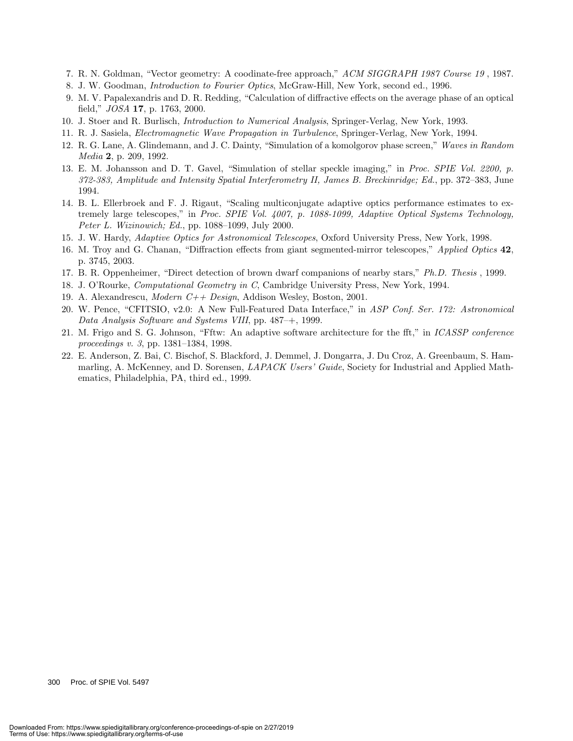7. R. N. Goldman, "Vector geometry: A coodinate-free approach," *ACM SIGGRAPH 1987 Course 19* , 1987.
8. J. W. Goodman, *Introduction to Fourier Optics*, McGraw-Hill, New York, second ed., 1996.
9. M. V. Papalexandris and D. R. Redding, "Calculation of diffractive effects on the average phase of an optical field," *JOSA* **17**, p. 1763, 2000.
10. J. Stoer and R. Burlisch, *Introduction to Numerical Analysis*, Springer-Verlag, New York, 1993.
11. R. J. Sasiela, *Electromagnetic Wave Propagation in Turbulence*, Springer-Verlag, New York, 1994.
12. R. G. Lane, A. Glindemann, and J. C. Dainty, "Simulation of a komolgorov phase screen," *Waves in Random Media* **2**, p. 209, 1992.
13. E. M. Johansson and D. T. Gavel, "Simulation of stellar speckle imaging," in *Proc. SPIE Vol. 2200, p. 372-383, Amplitude and Intensity Spatial Interferometry II, James B. Breckinridge; Ed.*, pp. 372–383, June 1994.
14. B. L. Ellerbroek and F. J. Rigaut, "Scaling multiconjugate adaptive optics performance estimates to extremely large telescopes," in *Proc. SPIE Vol. 4007, p. 1088-1099, Adaptive Optical Systems Technology, Peter L. Wizinowich; Ed.*, pp. 1088–1099, July 2000.
15. J. W. Hardy, *Adaptive Optics for Astronomical Telescopes*, Oxford University Press, New York, 1998.
16. M. Troy and G. Chanan, "Diffraction effects from giant segmented-mirror telescopes," *Applied Optics* **42**, p. 3745, 2003.
17. B. R. Oppenheimer, "Direct detection of brown dwarf companions of nearby stars," *Ph.D. Thesis* , 1999.
18. J. O'Rourke, *Computational Geometry in C*, Cambridge University Press, New York, 1994.
19. A. Alexandrescu, *Modern C++ Design*, Addison Wesley, Boston, 2001.
20. W. Pence, "CFITSIO, v2.0: A New Full-Featured Data Interface," in *ASP Conf. Ser. 172: Astronomical Data Analysis Software and Systems VIII*, pp. 487–+, 1999.
21. M. Frigo and S. G. Johnson, "Fftw: An adaptive software architecture for the fft," in *ICASSP conference proceedings v. 3*, pp. 1381–1384, 1998.
22. E. Anderson, Z. Bai, C. Bischof, S. Blackford, J. Demmel, J. Dongarra, J. Du Croz, A. Greenbaum, S. Hammarling, A. McKenney, and D. Sorensen, *LAPACK Users' Guide*, Society for Industrial and Applied Mathematics, Philadelphia, PA, third ed., 1999.